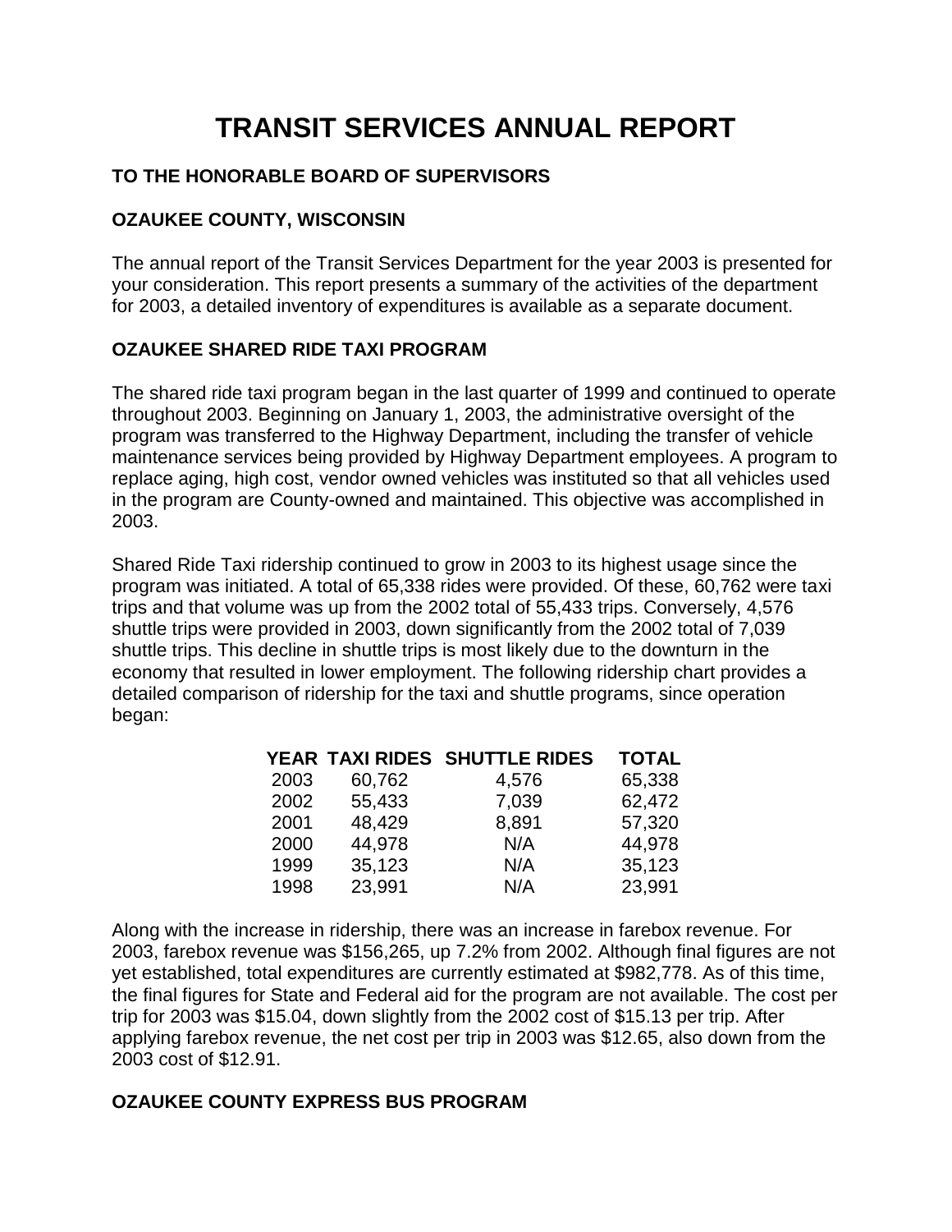# TRANSIT SERVICES ANNUAL REPORT

**TO THE HONORABLE BOARD OF SUPERVISORS**

**OZAUKEE COUNTY, WISCONSIN**

The annual report of the Transit Services Department for the year 2003 is presented for your consideration. This report presents a summary of the activities of the department for 2003, a detailed inventory of expenditures is available as a separate document.

**OZAUKEE SHARED RIDE TAXI PROGRAM**

The shared ride taxi program began in the last quarter of 1999 and continued to operate throughout 2003. Beginning on January 1, 2003, the administrative oversight of the program was transferred to the Highway Department, including the transfer of vehicle maintenance services being provided by Highway Department employees. A program to replace aging, high cost, vendor owned vehicles was instituted so that all vehicles used in the program are County-owned and maintained. This objective was accomplished in 2003.

Shared Ride Taxi ridership continued to grow in 2003 to its highest usage since the program was initiated. A total of 65,338 rides were provided. Of these, 60,762 were taxi trips and that volume was up from the 2002 total of 55,433 trips. Conversely, 4,576 shuttle trips were provided in 2003, down significantly from the 2002 total of 7,039 shuttle trips. This decline in shuttle trips is most likely due to the downturn in the economy that resulted in lower employment. The following ridership chart provides a detailed comparison of ridership for the taxi and shuttle programs, since operation began:

| YEAR | TAXI RIDES | SHUTTLE RIDES | TOTAL |
|---|---|---|---|
| 2003 | 60,762 | 4,576 | 65,338 |
| 2002 | 55,433 | 7,039 | 62,472 |
| 2001 | 48,429 | 8,891 | 57,320 |
| 2000 | 44,978 | N/A | 44,978 |
| 1999 | 35,123 | N/A | 35,123 |
| 1998 | 23,991 | N/A | 23,991 |

Along with the increase in ridership, there was an increase in farebox revenue. For 2003, farebox revenue was $156,265, up 7.2% from 2002. Although final figures are not yet established, total expenditures are currently estimated at $982,778. As of this time, the final figures for State and Federal aid for the program are not available. The cost per trip for 2003 was $15.04, down slightly from the 2002 cost of $15.13 per trip. After applying farebox revenue, the net cost per trip in 2003 was $12.65, also down from the 2003 cost of $12.91.

**OZAUKEE COUNTY EXPRESS BUS PROGRAM**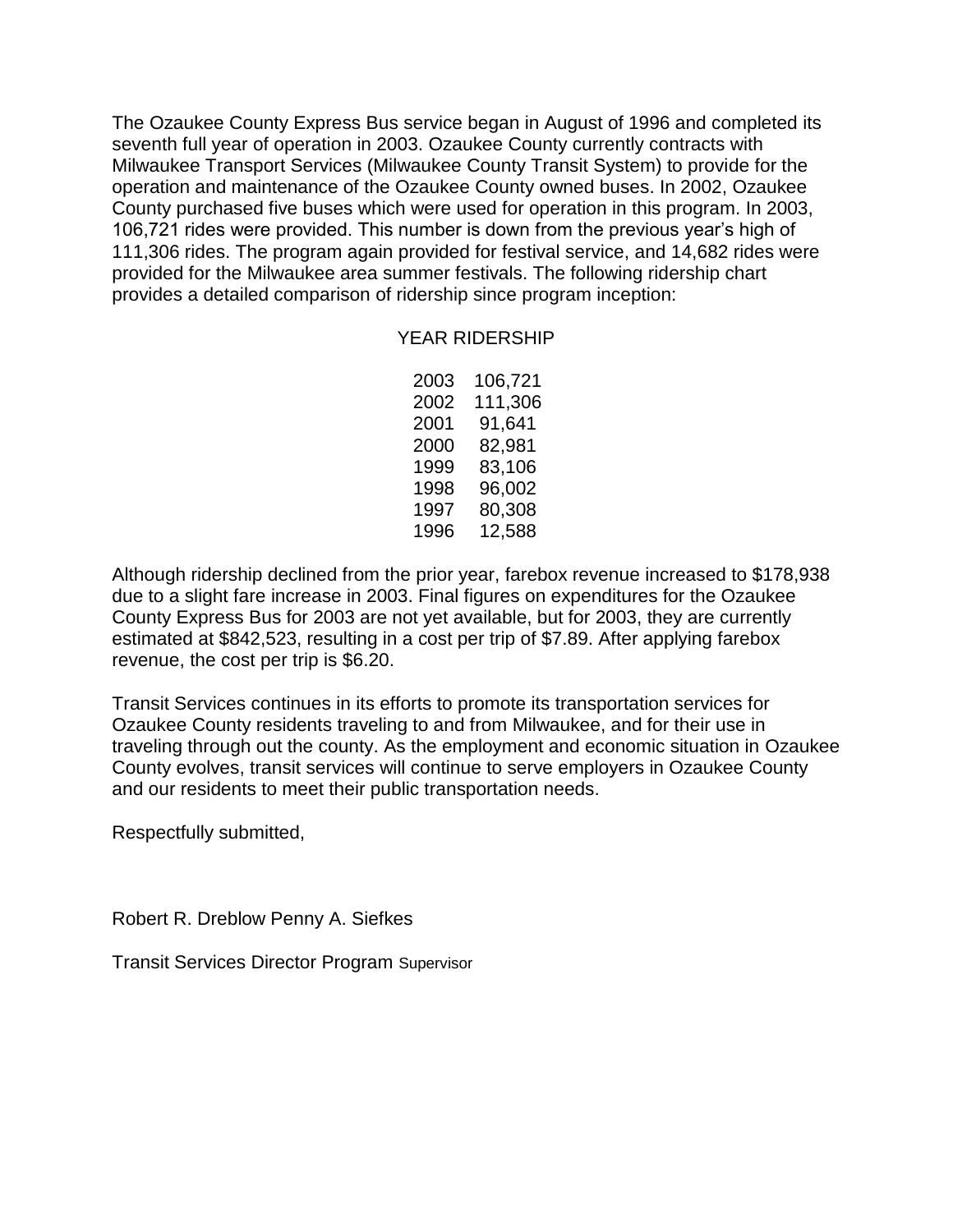The Ozaukee County Express Bus service began in August of 1996 and completed its seventh full year of operation in 2003. Ozaukee County currently contracts with Milwaukee Transport Services (Milwaukee County Transit System) to provide for the operation and maintenance of the Ozaukee County owned buses. In 2002, Ozaukee County purchased five buses which were used for operation in this program. In 2003, 106,721 rides were provided. This number is down from the previous year's high of 111,306 rides. The program again provided for festival service, and 14,682 rides were provided for the Milwaukee area summer festivals. The following ridership chart provides a detailed comparison of ridership since program inception:

| YEAR | RIDERSHIP |
|---|---|
| 2003 | 106,721 |
| 2002 | 111,306 |
| 2001 | 91,641 |
| 2000 | 82,981 |
| 1999 | 83,106 |
| 1998 | 96,002 |
| 1997 | 80,308 |
| 1996 | 12,588 |

Although ridership declined from the prior year, farebox revenue increased to $178,938 due to a slight fare increase in 2003. Final figures on expenditures for the Ozaukee County Express Bus for 2003 are not yet available, but for 2003, they are currently estimated at $842,523, resulting in a cost per trip of $7.89. After applying farebox revenue, the cost per trip is $6.20.

Transit Services continues in its efforts to promote its transportation services for Ozaukee County residents traveling to and from Milwaukee, and for their use in traveling through out the county. As the employment and economic situation in Ozaukee County evolves, transit services will continue to serve employers in Ozaukee County and our residents to meet their public transportation needs.

Respectfully submitted,

Robert R. Dreblow Penny A. Siefkes

Transit Services Director Program Supervisor